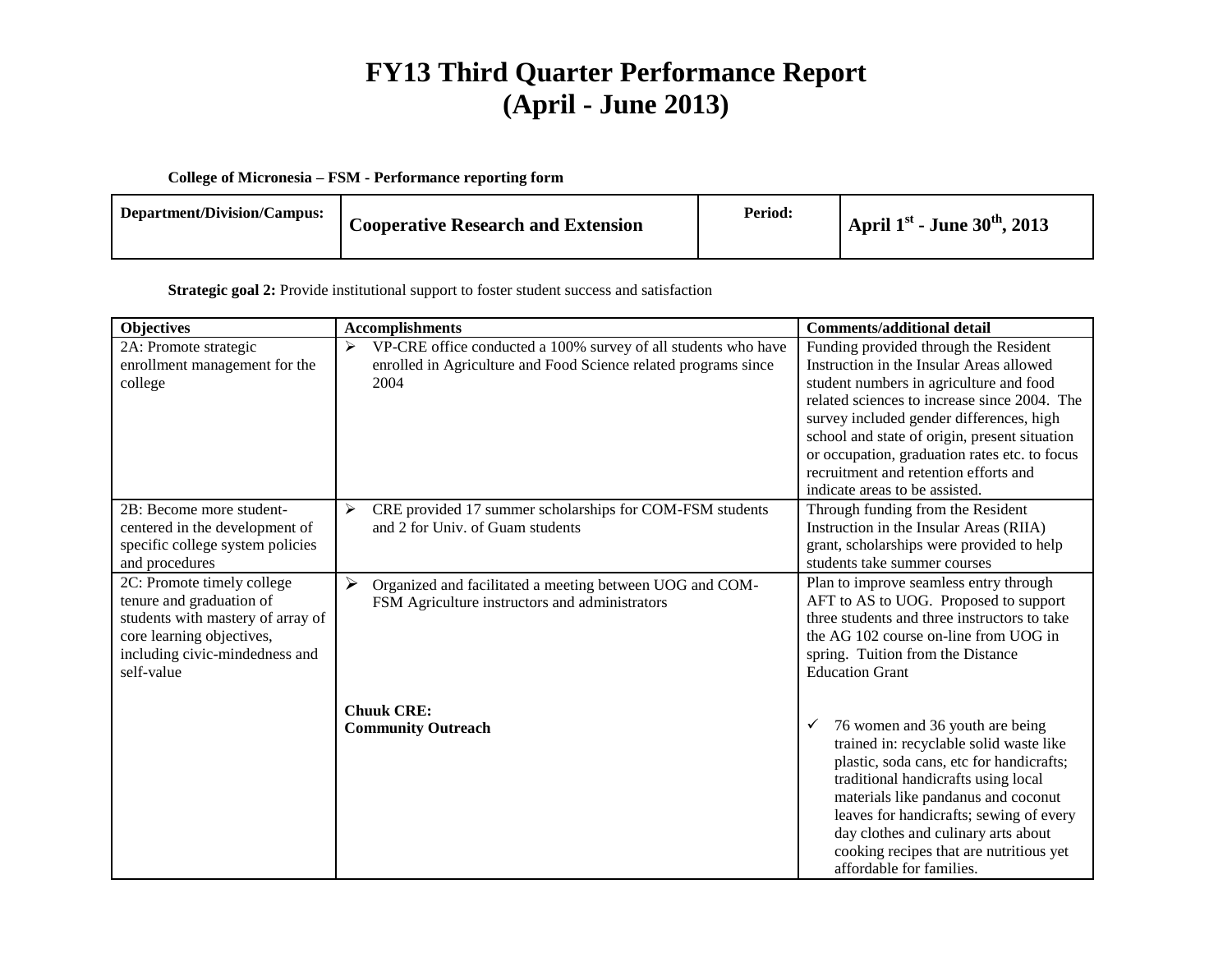# FY13 Third Quarter Performance Report
# (April - June 2013)

**College of Micronesia – FSM - Performance reporting form**

| **Department/Division/Campus:** | **Cooperative Research and Extension** | **Period:** | **April 1st - June 30th, 2013** |
|---|---|---|---|

**Strategic goal 2:** Provide institutional support to foster student success and satisfaction

| **Objectives** | **Accomplishments** | **Comments/additional detail** |
|---|---|---|
| 2A: Promote strategic enrollment management for the college | ➢ VP-CRE office conducted a 100% survey of all students who have enrolled in Agriculture and Food Science related programs since 2004 | Funding provided through the Resident Instruction in the Insular Areas allowed student numbers in agriculture and food related sciences to increase since 2004. The survey included gender differences, high school and state of origin, present situation or occupation, graduation rates etc. to focus recruitment and retention efforts and indicate areas to be assisted. |
| 2B: Become more student-centered in the development of specific college system policies and procedures | ➢ CRE provided 17 summer scholarships for COM-FSM students and 2 for Univ. of Guam students | Through funding from the Resident Instruction in the Insular Areas (RIIA) grant, scholarships were provided to help students take summer courses |
| 2C: Promote timely college tenure and graduation of students with mastery of array of core learning objectives, including civic-mindedness and self-value | ➢ Organized and facilitated a meeting between UOG and COM-FSM Agriculture instructors and administrators<br><br>**Chuuk CRE:**<br>**Community Outreach** | Plan to improve seamless entry through AFT to AS to UOG. Proposed to support three students and three instructors to take the AG 102 course on-line from UOG in spring. Tuition from the Distance Education Grant<br><br>✓ 76 women and 36 youth are being trained in: recyclable solid waste like plastic, soda cans, etc for handicrafts; traditional handicrafts using local materials like pandanus and coconut leaves for handicrafts; sewing of every day clothes and culinary arts about cooking recipes that are nutritious yet affordable for families. |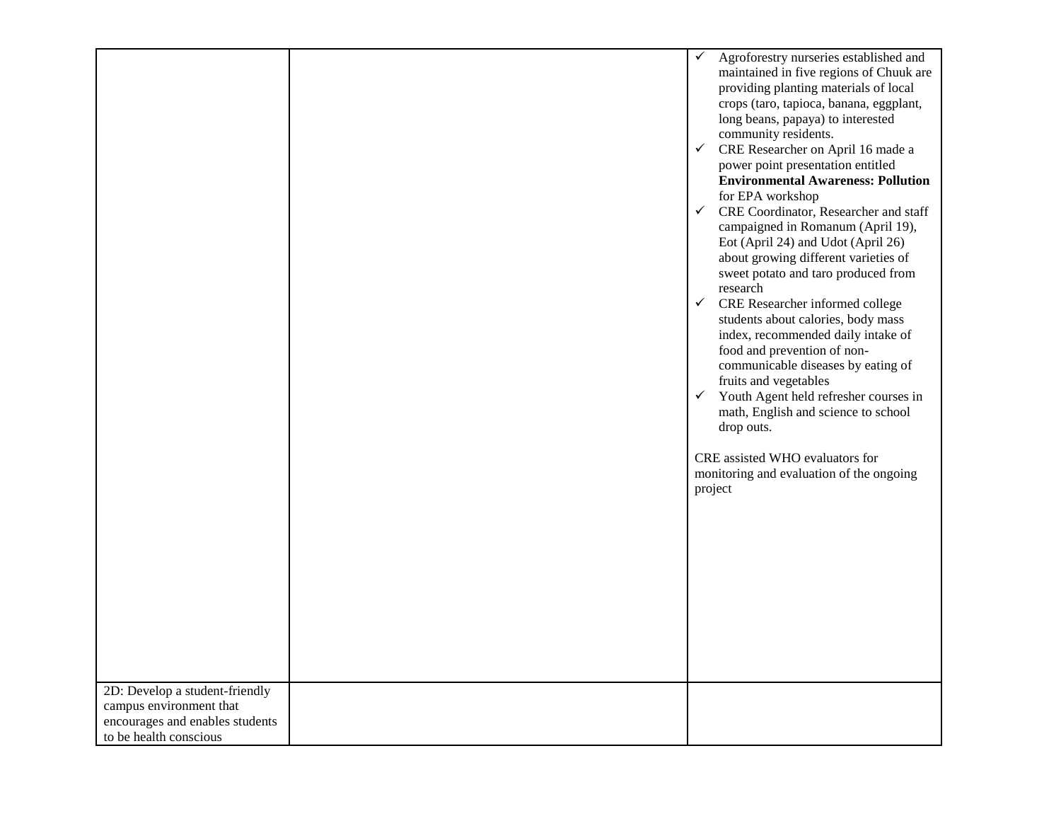|  |  |  |
|---|---|---|
|  |  | ✓ Agroforestry nurseries established and maintained in five regions of Chuuk are providing planting materials of local crops (taro, tapioca, banana, eggplant, long beans, papaya) to interested community residents.<br>✓ CRE Researcher on April 16 made a power point presentation entitled **Environmental Awareness: Pollution** for EPA workshop<br>✓ CRE Coordinator, Researcher and staff campaigned in Romanum (April 19), Eot (April 24) and Udot (April 26) about growing different varieties of sweet potato and taro produced from research<br>✓ CRE Researcher informed college students about calories, body mass index, recommended daily intake of food and prevention of non-communicable diseases by eating of fruits and vegetables<br>✓ Youth Agent held refresher courses in math, English and science to school drop outs.<br><br>CRE assisted WHO evaluators for monitoring and evaluation of the ongoing project |
| 2D: Develop a student-friendly campus environment that encourages and enables students to be health conscious |  |  |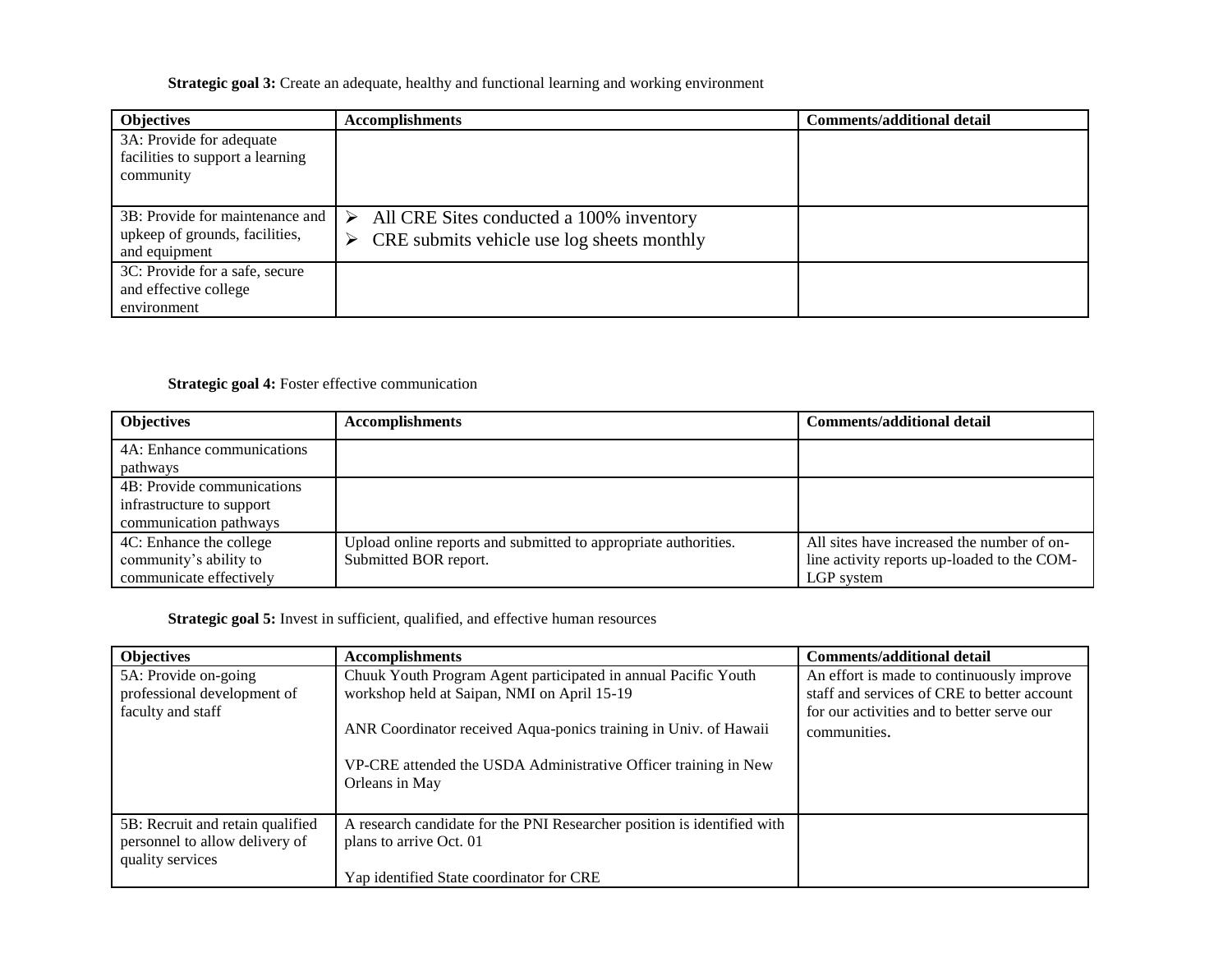**Strategic goal 3:** Create an adequate, healthy and functional learning and working environment

| Objectives | Accomplishments | Comments/additional detail |
|---|---|---|
| 3A: Provide for adequate facilities to support a learning community | | |
| 3B: Provide for maintenance and upkeep of grounds, facilities, and equipment | ➢ All CRE Sites conducted a 100% inventory<br>➢ CRE submits vehicle use log sheets monthly | |
| 3C: Provide for a safe, secure and effective college environment | | |

**Strategic goal 4:** Foster effective communication

| Objectives | Accomplishments | Comments/additional detail |
|---|---|---|
| 4A: Enhance communications pathways | | |
| 4B: Provide communications infrastructure to support communication pathways | | |
| 4C: Enhance the college community's ability to communicate effectively | Upload online reports and submitted to appropriate authorities. Submitted BOR report. | All sites have increased the number of on-line activity reports up-loaded to the COM-LGP system |

**Strategic goal 5:** Invest in sufficient, qualified, and effective human resources

| Objectives | Accomplishments | Comments/additional detail |
|---|---|---|
| 5A: Provide on-going professional development of faculty and staff | Chuuk Youth Program Agent participated in annual Pacific Youth workshop held at Saipan, NMI on April 15-19<br><br>ANR Coordinator received Aqua-ponics training in Univ. of Hawaii<br><br>VP-CRE attended the USDA Administrative Officer training in New Orleans in May | An effort is made to continuously improve staff and services of CRE to better account for our activities and to better serve our communities. |
| 5B: Recruit and retain qualified personnel to allow delivery of quality services | A research candidate for the PNI Researcher position is identified with plans to arrive Oct. 01<br><br>Yap identified State coordinator for CRE | |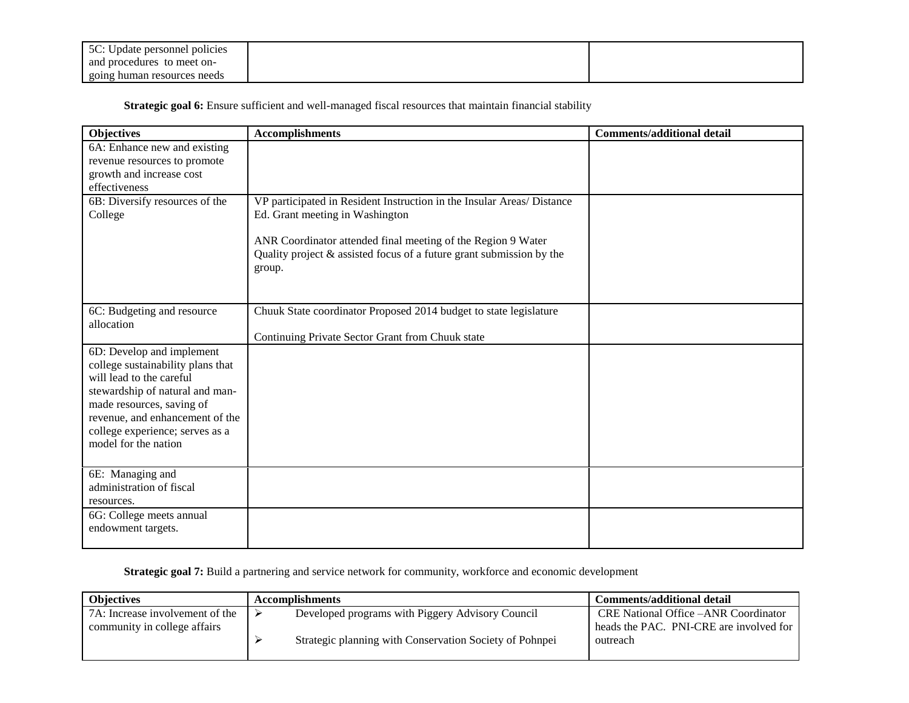| 5C: Update personnel policies and procedures to meet on-going human resources needs | | |
|---|---|---|

**Strategic goal 6:** Ensure sufficient and well-managed fiscal resources that maintain financial stability

| Objectives | Accomplishments | Comments/additional detail |
|---|---|---|
| 6A: Enhance new and existing revenue resources to promote growth and increase cost effectiveness | | |
| 6B: Diversify resources of the College | VP participated in Resident Instruction in the Insular Areas/ Distance Ed. Grant meeting in Washington<br><br>ANR Coordinator attended final meeting of the Region 9 Water Quality project & assisted focus of a future grant submission by the group. | |
| 6C: Budgeting and resource allocation | Chuuk State coordinator Proposed 2014 budget to state legislature<br><br>Continuing Private Sector Grant from Chuuk state | |
| 6D: Develop and implement college sustainability plans that will lead to the careful stewardship of natural and man-made resources, saving of revenue, and enhancement of the college experience; serves as a model for the nation | | |
| 6E: Managing and administration of fiscal resources. | | |
| 6G: College meets annual endowment targets. | | |

**Strategic goal 7:** Build a partnering and service network for community, workforce and economic development

| Objectives | Accomplishments | Comments/additional detail |
|---|---|---|
| 7A: Increase involvement of the community in college affairs | ➢ Developed programs with Piggery Advisory Council<br><br>➢ Strategic planning with Conservation Society of Pohnpei | CRE National Office –ANR Coordinator heads the PAC. PNI-CRE are involved for outreach |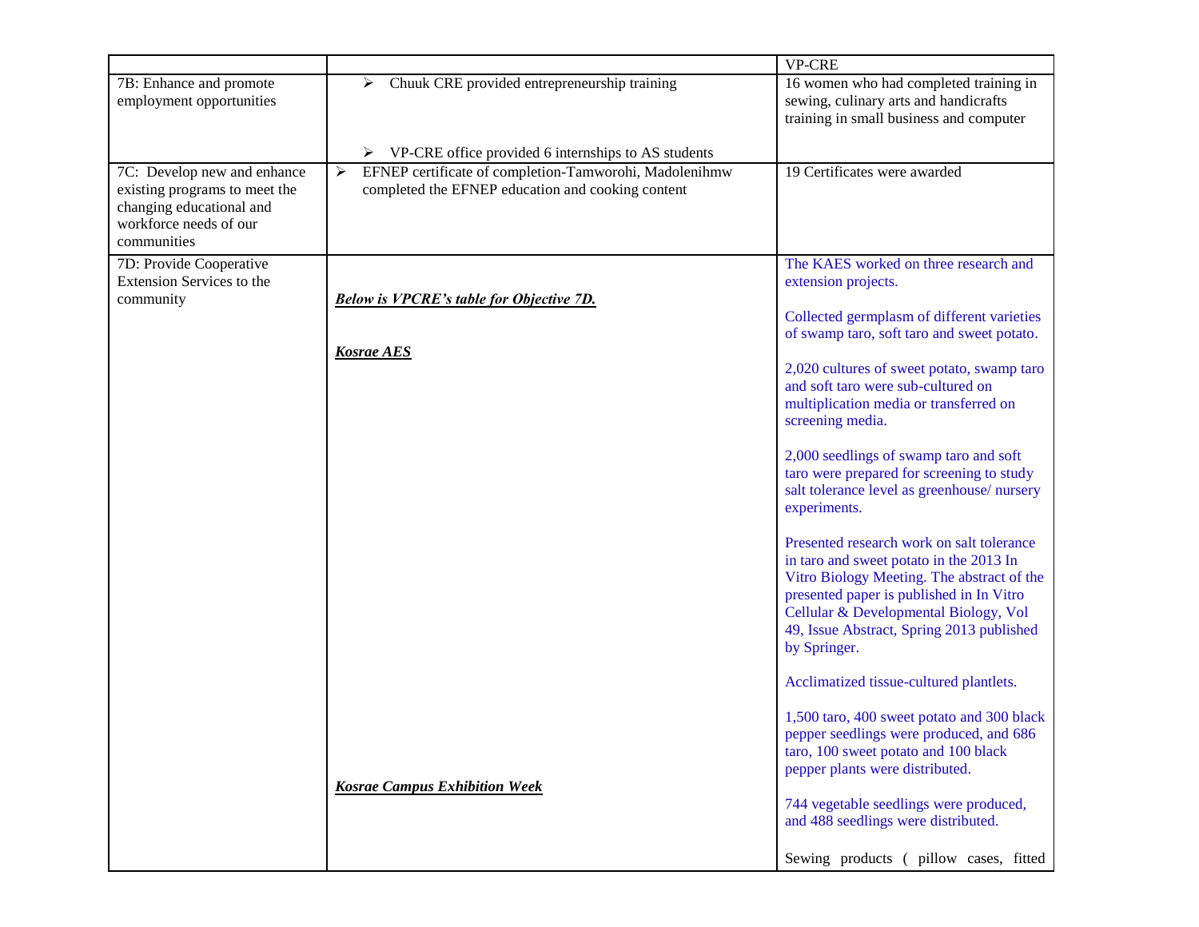| | | VP-CRE |
|---|---|---|
| 7B: Enhance and promote employment opportunities | ➢ Chuuk CRE provided entrepreneurship training<br><br>➢ VP-CRE office provided 6 internships to AS students | 16 women who had completed training in sewing, culinary arts and handicrafts training in small business and computer |
| 7C: Develop new and enhance existing programs to meet the changing educational and workforce needs of our communities | ➢ EFNEP certificate of completion-Tamworohi, Madolenihmw completed the EFNEP education and cooking content | 19 Certificates were awarded |
| 7D: Provide Cooperative Extension Services to the community | ***Below is VPCRE's table for Objective 7D.***<br><br>***Kosrae AES***<br><br>***Kosrae Campus Exhibition Week*** | The KAES worked on three research and extension projects.<br><br>Collected germplasm of different varieties of swamp taro, soft taro and sweet potato.<br><br>2,020 cultures of sweet potato, swamp taro and soft taro were sub-cultured on multiplication media or transferred on screening media.<br><br>2,000 seedlings of swamp taro and soft taro were prepared for screening to study salt tolerance level as greenhouse/ nursery experiments.<br><br>Presented research work on salt tolerance in taro and sweet potato in the 2013 In Vitro Biology Meeting. The abstract of the presented paper is published in In Vitro Cellular & Developmental Biology, Vol 49, Issue Abstract, Spring 2013 published by Springer.<br><br>Acclimatized tissue-cultured plantlets.<br><br>1,500 taro, 400 sweet potato and 300 black pepper seedlings were produced, and 686 taro, 100 sweet potato and 100 black pepper plants were distributed.<br><br>744 vegetable seedlings were produced, and 488 seedlings were distributed.<br><br>Sewing products ( pillow cases, fitted |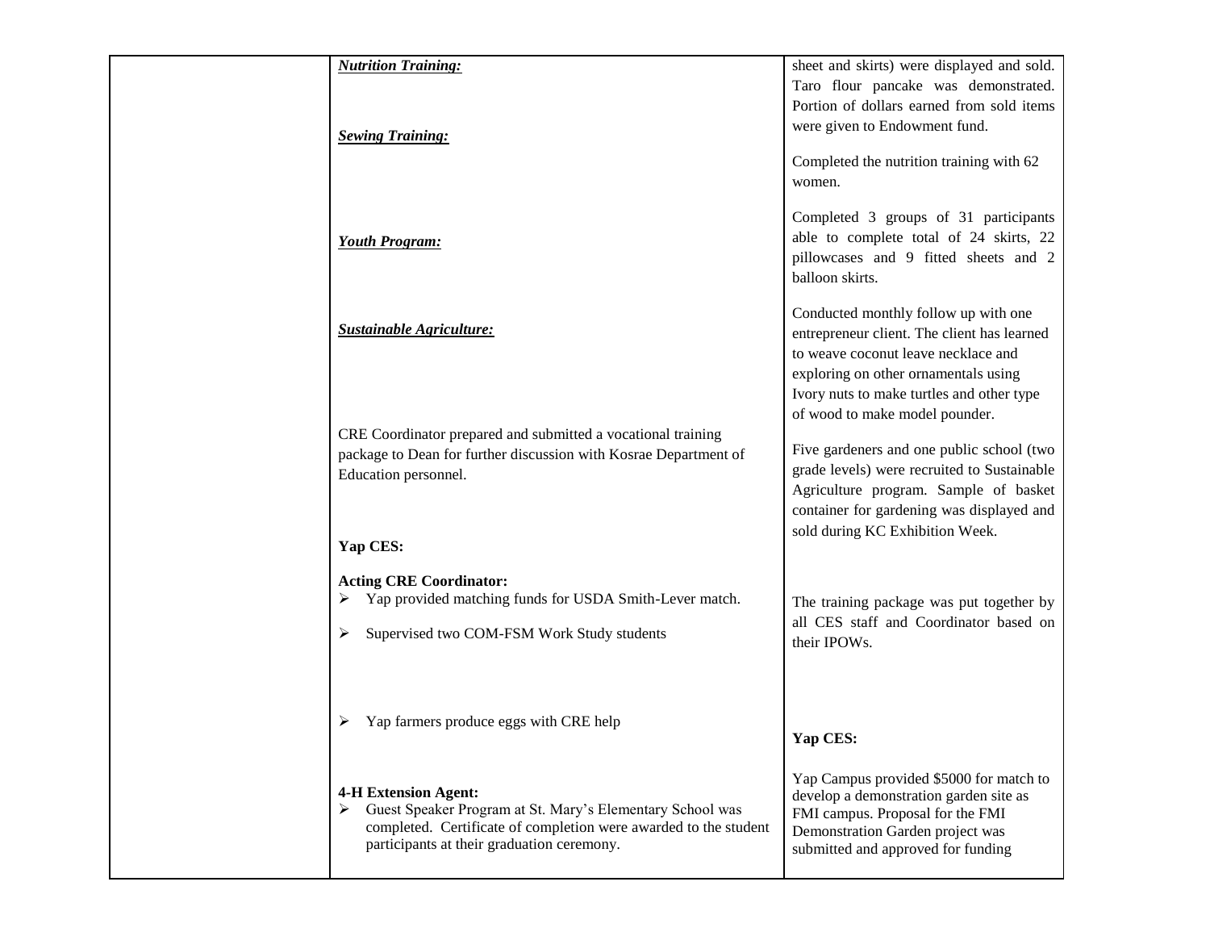| | | |
|---|---|---|
| | ***Nutrition Training:*** | sheet and skirts) were displayed and sold. Taro flour pancake was demonstrated. Portion of dollars earned from sold items were given to Endowment fund. |
| | ***Sewing Training:*** | Completed the nutrition training with 62 women. |
| | | Completed 3 groups of 31 participants able to complete total of 24 skirts, 22 pillowcases and 9 fitted sheets and 2 balloon skirts. |
| | ***Youth Program:*** | Conducted monthly follow up with one entrepreneur client. The client has learned to weave coconut leave necklace and exploring on other ornamentals using Ivory nuts to make turtles and other type of wood to make model pounder. |
| | ***Sustainable Agriculture:*** | Five gardeners and one public school (two grade levels) were recruited to Sustainable Agriculture program. Sample of basket container for gardening was displayed and sold during KC Exhibition Week. |
| | CRE Coordinator prepared and submitted a vocational training package to Dean for further discussion with Kosrae Department of Education personnel. | The training package was put together by all CES staff and Coordinator based on their IPOWs. |
| | **Yap CES:**<br><br>**Acting CRE Coordinator:**<br>➢ Yap provided matching funds for USDA Smith-Lever match.<br>➢ Supervised two COM-FSM Work Study students<br>➢ Yap farmers produce eggs with CRE help | **Yap CES:**<br><br>Yap Campus provided $5000 for match to develop a demonstration garden site as FMI campus. Proposal for the FMI Demonstration Garden project was submitted and approved for funding |
| | **4-H Extension Agent:**<br>➢ Guest Speaker Program at St. Mary's Elementary School was completed. Certificate of completion were awarded to the student participants at their graduation ceremony. | |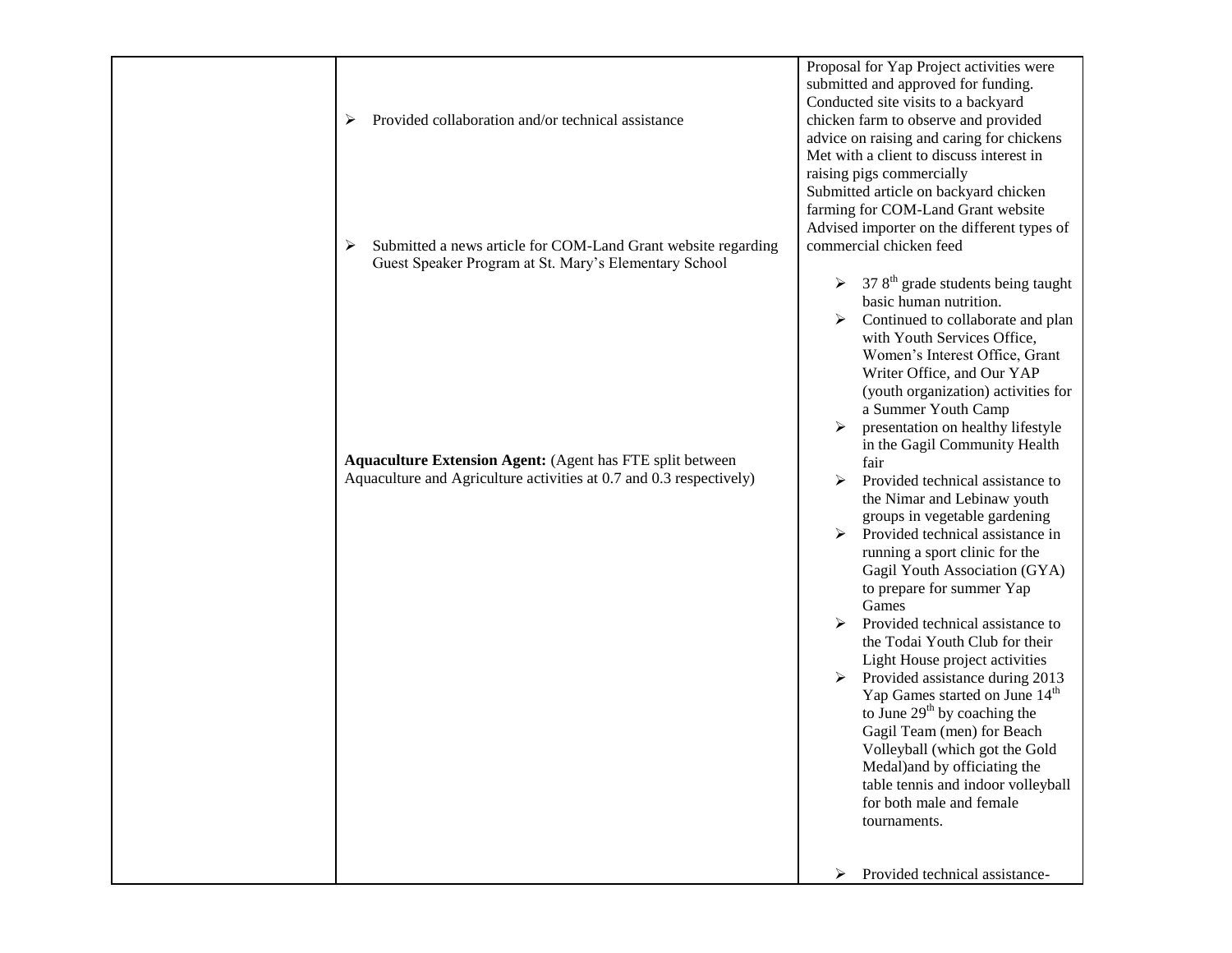| | | |
|---|---|---|
| | ➢ Provided collaboration and/or technical assistance<br><br>➢ Submitted a news article for COM-Land Grant website regarding Guest Speaker Program at St. Mary's Elementary School<br><br>**Aquaculture Extension Agent:** (Agent has FTE split between Aquaculture and Agriculture activities at 0.7 and 0.3 respectively) | Proposal for Yap Project activities were submitted and approved for funding.<br>Conducted site visits to a backyard chicken farm to observe and provided advice on raising and caring for chickens<br>Met with a client to discuss interest in raising pigs commercially<br>Submitted article on backyard chicken farming for COM-Land Grant website<br>Advised importer on the different types of commercial chicken feed<br><br>➢ 37 8th grade students being taught basic human nutrition.<br>➢ Continued to collaborate and plan with Youth Services Office, Women's Interest Office, Grant Writer Office, and Our YAP (youth organization) activities for a Summer Youth Camp<br>➢ presentation on healthy lifestyle in the Gagil Community Health fair<br>➢ Provided technical assistance to the Nimar and Lebinaw youth groups in vegetable gardening<br>➢ Provided technical assistance in running a sport clinic for the Gagil Youth Association (GYA) to prepare for summer Yap Games<br>➢ Provided technical assistance to the Todai Youth Club for their Light House project activities<br>➢ Provided assistance during 2013 Yap Games started on June 14th to June 29th by coaching the Gagil Team (men) for Beach Volleyball (which got the Gold Medal)and by officiating the table tennis and indoor volleyball for both male and female tournaments.<br><br>➢ Provided technical assistance- |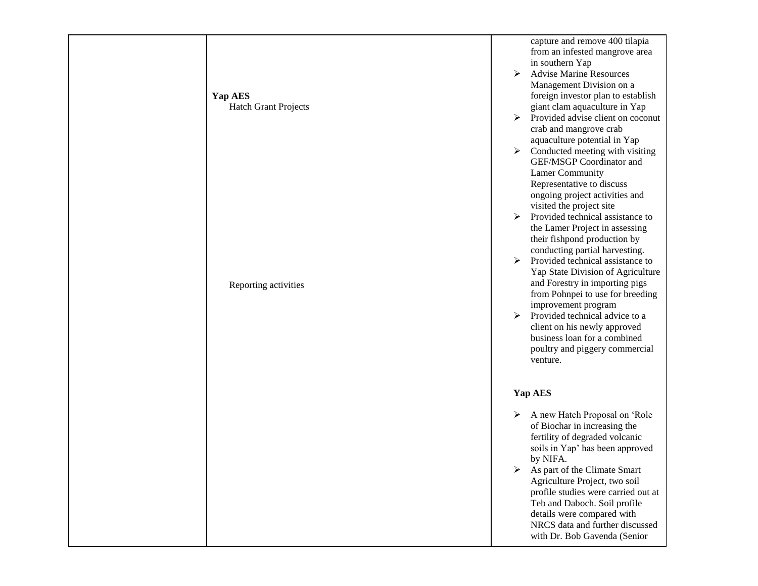| | | |
|---|---|---|
| | **Yap AES**<br>Hatch Grant Projects<br><br>Reporting activities | capture and remove 400 tilapia from an infested mangrove area in southern Yap<br>➢ Advise Marine Resources Management Division on a foreign investor plan to establish giant clam aquaculture in Yap<br>➢ Provided advise client on coconut crab and mangrove crab aquaculture potential in Yap<br>➢ Conducted meeting with visiting GEF/MSGP Coordinator and Lamer Community Representative to discuss ongoing project activities and visited the project site<br>➢ Provided technical assistance to the Lamer Project in assessing their fishpond production by conducting partial harvesting.<br>➢ Provided technical assistance to Yap State Division of Agriculture and Forestry in importing pigs from Pohnpei to use for breeding improvement program<br>➢ Provided technical advice to a client on his newly approved business loan for a combined poultry and piggery commercial venture.<br><br>**Yap AES**<br>➢ A new Hatch Proposal on 'Role of Biochar in increasing the fertility of degraded volcanic soils in Yap' has been approved by NIFA.<br>➢ As part of the Climate Smart Agriculture Project, two soil profile studies were carried out at Teb and Daboch. Soil profile details were compared with NRCS data and further discussed with Dr. Bob Gavenda (Senior |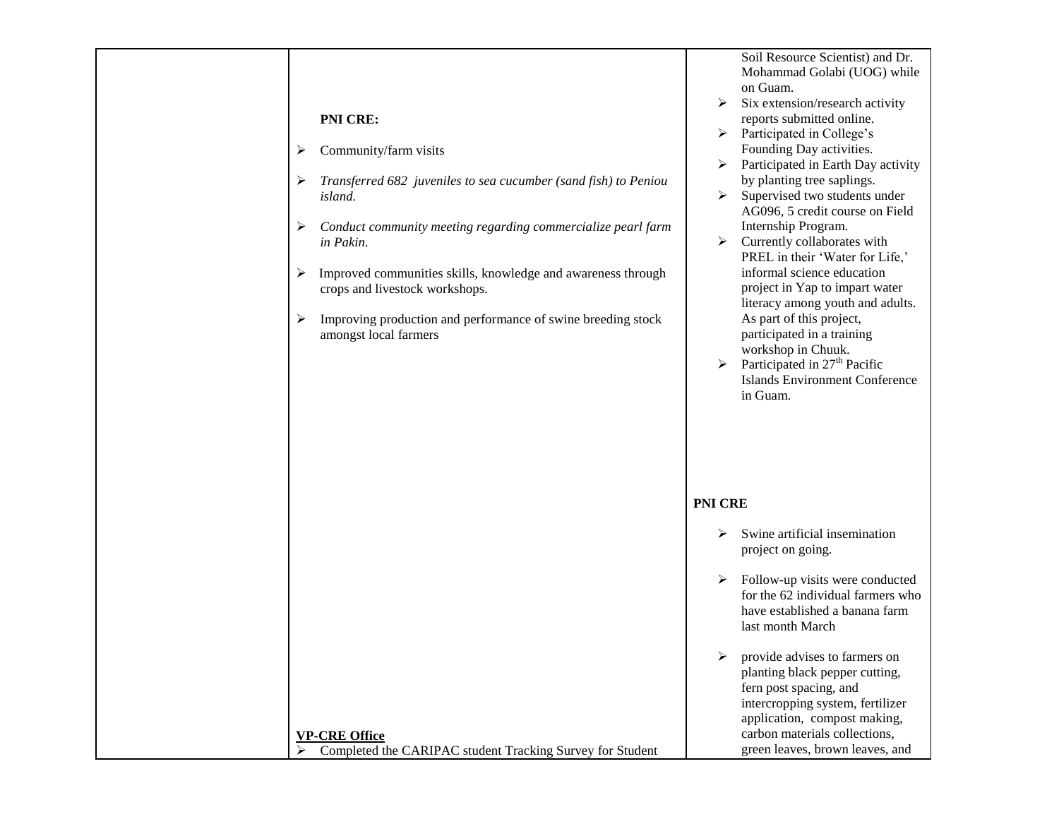| | | |
|---|---|---|
| | **PNI CRE:**<br><br>➢ Community/farm visits<br><br>➢ *Transferred 682 juveniles to sea cucumber (sand fish) to Peniou island.*<br><br>➢ *Conduct community meeting regarding commercialize pearl farm in Pakin.*<br><br>➢ Improved communities skills, knowledge and awareness through crops and livestock workshops.<br><br>➢ Improving production and performance of swine breeding stock amongst local farmers<br><br>**VP-CRE Office**<br>➢ Completed the CARIPAC student Tracking Survey for Student | Soil Resource Scientist) and Dr. Mohammad Golabi (UOG) while on Guam.<br>➢ Six extension/research activity reports submitted online.<br>➢ Participated in College's Founding Day activities.<br>➢ Participated in Earth Day activity by planting tree saplings.<br>➢ Supervised two students under AG096, 5 credit course on Field Internship Program.<br>➢ Currently collaborates with PREL in their 'Water for Life,' informal science education project in Yap to impart water literacy among youth and adults. As part of this project, participated in a training workshop in Chuuk.<br>➢ Participated in 27th Pacific Islands Environment Conference in Guam.<br><br>**PNI CRE**<br><br>➢ Swine artificial insemination project on going.<br><br>➢ Follow-up visits were conducted for the 62 individual farmers who have established a banana farm last month March<br><br>➢ provide advises to farmers on planting black pepper cutting, fern post spacing, and intercropping system, fertilizer application, compost making, carbon materials collections, green leaves, brown leaves, and |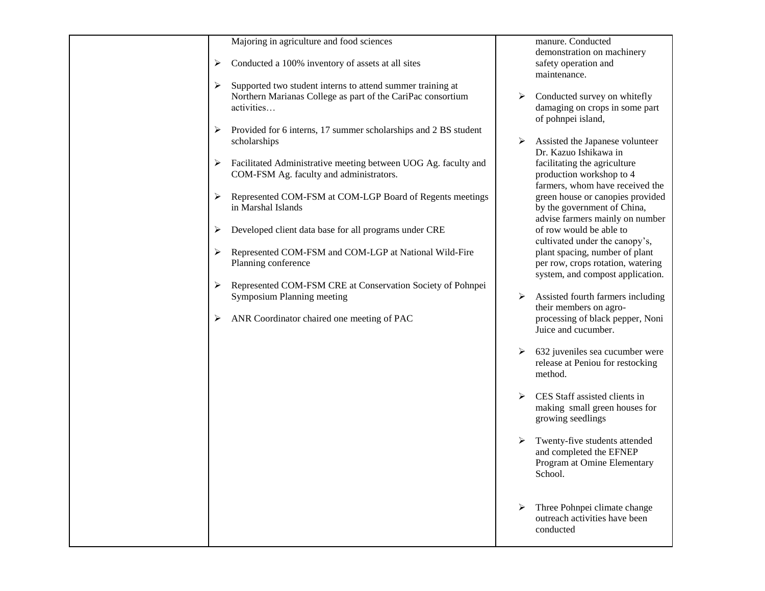| | | |
|---|---|---|
| | Majoring in agriculture and food sciences<br><br>➢ Conducted a 100% inventory of assets at all sites<br><br>➢ Supported two student interns to attend summer training at Northern Marianas College as part of the CariPac consortium activities…<br><br>➢ Provided for 6 interns, 17 summer scholarships and 2 BS student scholarships<br><br>➢ Facilitated Administrative meeting between UOG Ag. faculty and COM-FSM Ag. faculty and administrators.<br><br>➢ Represented COM-FSM at COM-LGP Board of Regents meetings in Marshal Islands<br><br>➢ Developed client data base for all programs under CRE<br><br>➢ Represented COM-FSM and COM-LGP at National Wild-Fire Planning conference<br><br>➢ Represented COM-FSM CRE at Conservation Society of Pohnpei Symposium Planning meeting<br><br>➢ ANR Coordinator chaired one meeting of PAC | manure. Conducted demonstration on machinery safety operation and maintenance.<br><br>➢ Conducted survey on whitefly damaging on crops in some part of pohnpei island,<br><br>➢ Assisted the Japanese volunteer Dr. Kazuo Ishikawa in facilitating the agriculture production workshop to 4 farmers, whom have received the green house or canopies provided by the government of China, advise farmers mainly on number of row would be able to cultivated under the canopy's, plant spacing, number of plant per row, crops rotation, watering system, and compost application.<br><br>➢ Assisted fourth farmers including their members on agro-processing of black pepper, Noni Juice and cucumber.<br><br>➢ 632 juveniles sea cucumber were release at Peniou for restocking method.<br><br>➢ CES Staff assisted clients in making small green houses for growing seedlings<br><br>➢ Twenty-five students attended and completed the EFNEP Program at Omine Elementary School.<br><br>➢ Three Pohnpei climate change outreach activities have been conducted |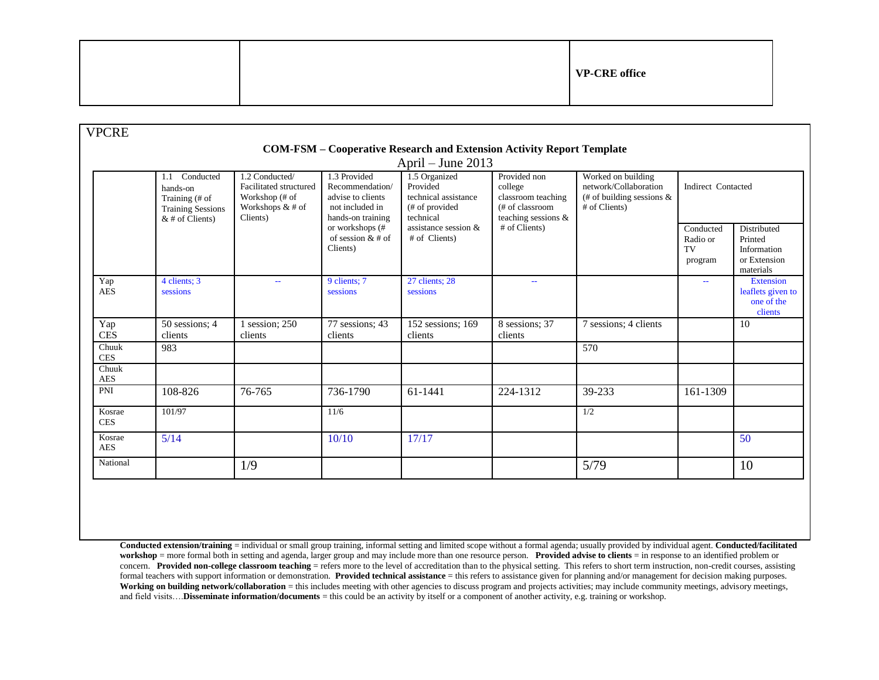| | | VP-CRE office |
|---|---|---|

VPCRE

**COM-FSM – Cooperative Research and Extension Activity Report Template**

April – June 2013

| | 1.1 Conducted hands-on Training (# of Training Sessions & # of Clients) | 1.2 Conducted/ Facilitated structured Workshop (# of Workshops & # of Clients) | 1.3 Provided Recommendation/ advise to clients not included in hands-on training or workshops (# of session & # of Clients) | 1.5 Organized Provided technical assistance (# of provided technical assistance session & # of Clients) | Provided non college classroom teaching (# of classroom teaching sessions & # of Clients) | Worked on building network/Collaboration (# of building sessions & # of Clients) | Indirect Contacted | |
|---|---|---|---|---|---|---|---|---|
| | | | | | | | Conducted Radio or TV program | Distributed Printed Information or Extension materials |
| Yap AES | 4 clients; 3 sessions | -- | 9 clients; 7 sessions | 27 clients; 28 sessions | -- | | -- | Extension leaflets given to one of the clients |
| Yap CES | 50 sessions; 4 clients | 1 session; 250 clients | 77 sessions; 43 clients | 152 sessions; 169 clients | 8 sessions; 37 clients | 7 sessions; 4 clients | | 10 |
| Chuuk CES | 983 | | | | | 570 | | |
| Chuuk AES | | | | | | | | |
| PNI | 108-826 | 76-765 | 736-1790 | 61-1441 | 224-1312 | 39-233 | 161-1309 | |
| Kosrae CES | 101/97 | | 11/6 | | | 1/2 | | |
| Kosrae AES | 5/14 | | 10/10 | 17/17 | | | | 50 |
| National | | 1/9 | | | | 5/79 | | 10 |

**Conducted extension/training** = individual or small group training, informal setting and limited scope without a formal agenda; usually provided by individual agent. **Conducted/facilitated workshop** = more formal both in setting and agenda, larger group and may include more than one resource person. **Provided advise to clients** = in response to an identified problem or concern. **Provided non-college classroom teaching** = refers more to the level of accreditation than to the physical setting. This refers to short term instruction, non-credit courses, assisting formal teachers with support information or demonstration. **Provided technical assistance** = this refers to assistance given for planning and/or management for decision making purposes. **Working on building network/collaboration** = this includes meeting with other agencies to discuss program and projects activities; may include community meetings, advisory meetings, and field visits….**Disseminate information/documents** = this could be an activity by itself or a component of another activity, e.g. training or workshop.